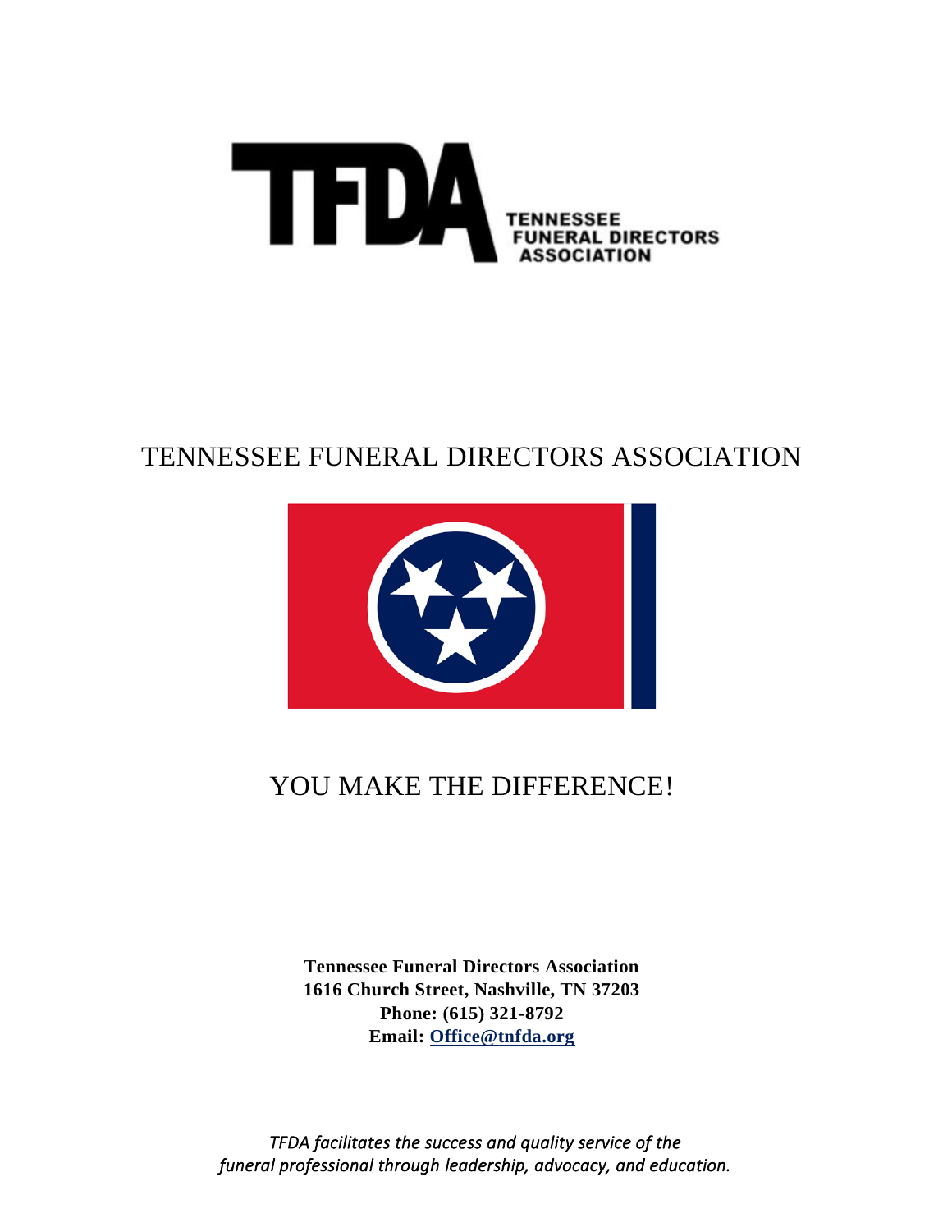# TENNESSEE FUNERAL DIRECTORS ASSOCIATION

## YOU MAKE THE DIFFERENCE!

**Tennessee Funeral Directors Association**
**1616 Church Street, Nashville, TN 37203**
**Phone: (615) 321-8792**
**Email: Office@tnfda.org**

*TFDA facilitates the success and quality service of the funeral professional through leadership, advocacy, and education.*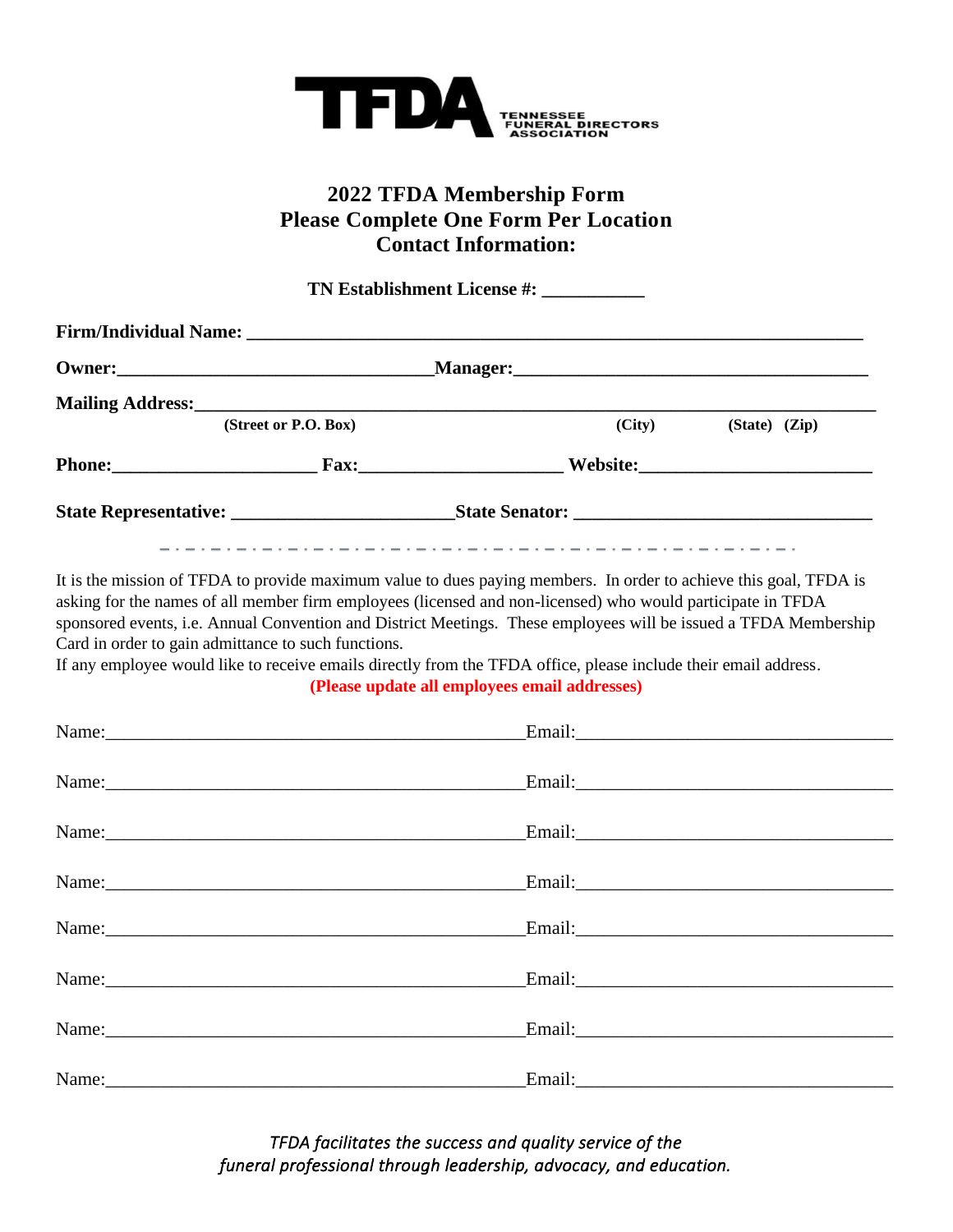**TFDA** TENNESSEE FUNERAL DIRECTORS ASSOCIATION

# 2022 TFDA Membership Form
## Please Complete One Form Per Location
## Contact Information:

**TN Establishment License #: ___________**

**Firm/Individual Name: ___________________________________________________________________**

**Owner:___________________________________Manager:______________________________________**

**Mailing Address:_________________________________________________________________________**
**(Street or P.O. Box) (City) (State) (Zip)**

**Phone:______________________ Fax:______________________ Website:_________________________**

**State Representative: ________________________State Senator: ________________________________**

It is the mission of TFDA to provide maximum value to dues paying members. In order to achieve this goal, TFDA is asking for the names of all member firm employees (licensed and non-licensed) who would participate in TFDA sponsored events, i.e. Annual Convention and District Meetings. These employees will be issued a TFDA Membership Card in order to gain admittance to such functions.

If any employee would like to receive emails directly from the TFDA office, please include their email address.

**(Please update all employees email addresses)**

Name:_______________________________________________Email:__________________________________

Name:_______________________________________________Email:__________________________________

Name:_______________________________________________Email:__________________________________

Name:_______________________________________________Email:__________________________________

Name:_______________________________________________Email:__________________________________

Name:_______________________________________________Email:__________________________________

Name:_______________________________________________Email:__________________________________

Name:_______________________________________________Email:__________________________________

*TFDA facilitates the success and quality service of the funeral professional through leadership, advocacy, and education.*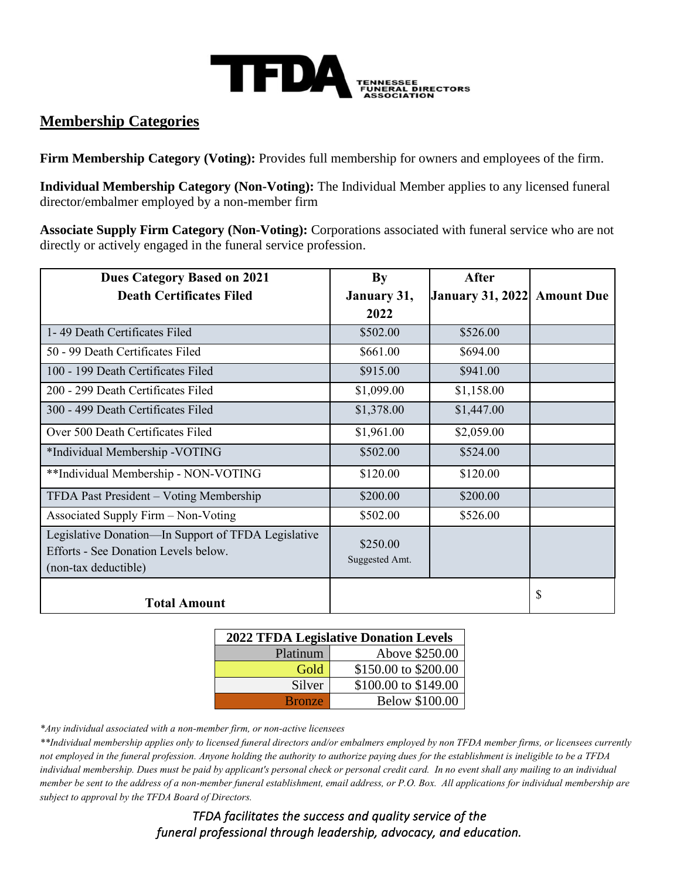**TFDA** TENNESSEE FUNERAL DIRECTORS ASSOCIATION

## Membership Categories

**Firm Membership Category (Voting):** Provides full membership for owners and employees of the firm.

**Individual Membership Category (Non-Voting):** The Individual Member applies to any licensed funeral director/embalmer employed by a non-member firm

**Associate Supply Firm Category (Non-Voting):** Corporations associated with funeral service who are not directly or actively engaged in the funeral service profession.

| Dues Category Based on 2021 Death Certificates Filed | By January 31, 2022 | After January 31, 2022 | Amount Due |
|---|---|---|---|
| 1- 49 Death Certificates Filed | $502.00 | $526.00 | |
| 50 - 99 Death Certificates Filed | $661.00 | $694.00 | |
| 100 - 199 Death Certificates Filed | $915.00 | $941.00 | |
| 200 - 299 Death Certificates Filed | $1,099.00 | $1,158.00 | |
| 300 - 499 Death Certificates Filed | $1,378.00 | $1,447.00 | |
| Over 500 Death Certificates Filed | $1,961.00 | $2,059.00 | |
| *Individual Membership -VOTING | $502.00 | $524.00 | |
| **Individual Membership - NON-VOTING | $120.00 | $120.00 | |
| TFDA Past President – Voting Membership | $200.00 | $200.00 | |
| Associated Supply Firm – Non-Voting | $502.00 | $526.00 | |
| Legislative Donation—In Support of TFDA Legislative Efforts - See Donation Levels below. (non-tax deductible) | $250.00 Suggested Amt. | | |
| **Total Amount** | | | $ |

| 2022 TFDA Legislative Donation Levels | |
|---|---|
| Platinum | Above $250.00 |
| Gold | $150.00 to $200.00 |
| Silver | $100.00 to $149.00 |
| Bronze | Below $100.00 |

*\*Any individual associated with a non-member firm, or non-active licensees*

*\*\*Individual membership applies only to licensed funeral directors and/or embalmers employed by non TFDA member firms, or licensees currently not employed in the funeral profession. Anyone holding the authority to authorize paying dues for the establishment is ineligible to be a TFDA individual membership. Dues must be paid by applicant's personal check or personal credit card. In no event shall any mailing to an individual member be sent to the address of a non-member funeral establishment, email address, or P.O. Box. All applications for individual membership are subject to approval by the TFDA Board of Directors.*

*TFDA facilitates the success and quality service of the funeral professional through leadership, advocacy, and education.*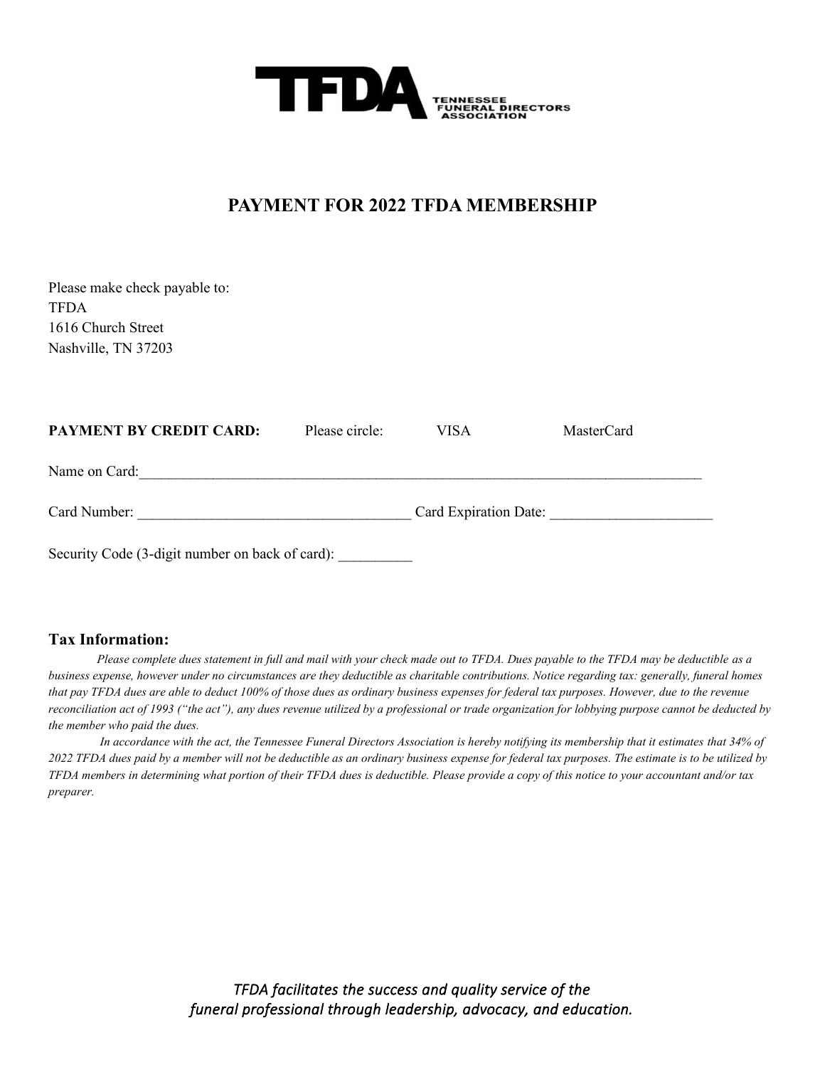**TFDA** TENNESSEE FUNERAL DIRECTORS ASSOCIATION

# PAYMENT FOR 2022 TFDA MEMBERSHIP

Please make check payable to:
TFDA
1616 Church Street
Nashville, TN 37203

**PAYMENT BY CREDIT CARD:** Please circle: VISA MasterCard

Name on Card:_______________________________________________________________________________

Card Number: ______________________________________ Card Expiration Date: ______________________

Security Code (3-digit number on back of card): __________

### Tax Information:

*Please complete dues statement in full and mail with your check made out to TFDA. Dues payable to the TFDA may be deductible as a business expense, however under no circumstances are they deductible as charitable contributions. Notice regarding tax: generally, funeral homes that pay TFDA dues are able to deduct 100% of those dues as ordinary business expenses for federal tax purposes. However, due to the revenue reconciliation act of 1993 ("the act"), any dues revenue utilized by a professional or trade organization for lobbying purpose cannot be deducted by the member who paid the dues.*

*In accordance with the act, the Tennessee Funeral Directors Association is hereby notifying its membership that it estimates that 34% of 2022 TFDA dues paid by a member will not be deductible as an ordinary business expense for federal tax purposes. The estimate is to be utilized by TFDA members in determining what portion of their TFDA dues is deductible. Please provide a copy of this notice to your accountant and/or tax preparer.*

*TFDA facilitates the success and quality service of the funeral professional through leadership, advocacy, and education.*